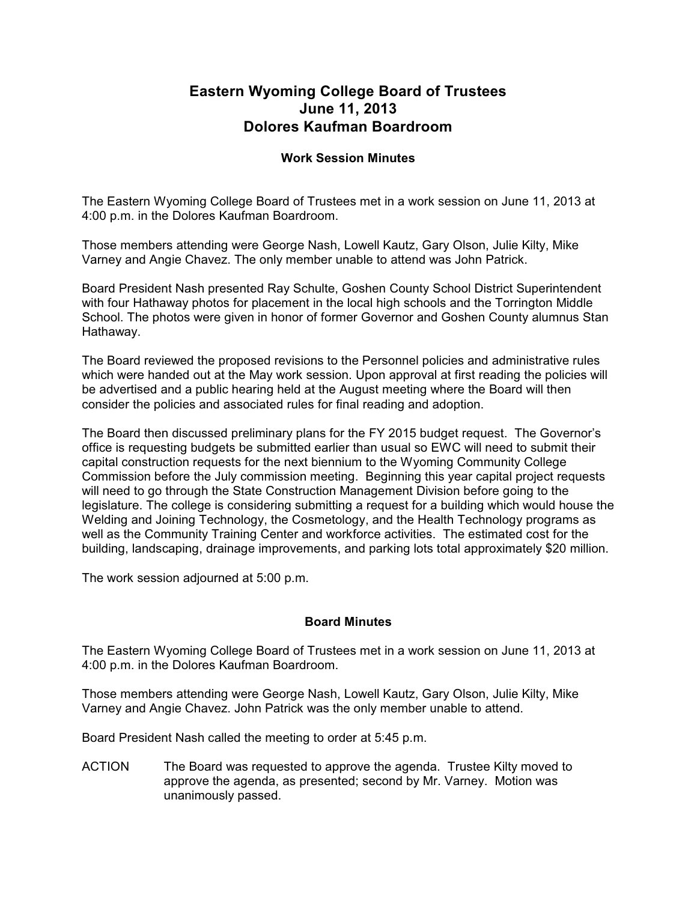# Eastern Wyoming College Board of Trustees
# June 11, 2013
# Dolores Kaufman Boardroom

### Work Session Minutes

The Eastern Wyoming College Board of Trustees met in a work session on June 11, 2013 at 4:00 p.m. in the Dolores Kaufman Boardroom.

Those members attending were George Nash, Lowell Kautz, Gary Olson, Julie Kilty, Mike Varney and Angie Chavez. The only member unable to attend was John Patrick.

Board President Nash presented Ray Schulte, Goshen County School District Superintendent with four Hathaway photos for placement in the local high schools and the Torrington Middle School. The photos were given in honor of former Governor and Goshen County alumnus Stan Hathaway.

The Board reviewed the proposed revisions to the Personnel policies and administrative rules which were handed out at the May work session. Upon approval at first reading the policies will be advertised and a public hearing held at the August meeting where the Board will then consider the policies and associated rules for final reading and adoption.

The Board then discussed preliminary plans for the FY 2015 budget request. The Governor's office is requesting budgets be submitted earlier than usual so EWC will need to submit their capital construction requests for the next biennium to the Wyoming Community College Commission before the July commission meeting. Beginning this year capital project requests will need to go through the State Construction Management Division before going to the legislature. The college is considering submitting a request for a building which would house the Welding and Joining Technology, the Cosmetology, and the Health Technology programs as well as the Community Training Center and workforce activities. The estimated cost for the building, landscaping, drainage improvements, and parking lots total approximately $20 million.

The work session adjourned at 5:00 p.m.

### Board Minutes

The Eastern Wyoming College Board of Trustees met in a work session on June 11, 2013 at 4:00 p.m. in the Dolores Kaufman Boardroom.

Those members attending were George Nash, Lowell Kautz, Gary Olson, Julie Kilty, Mike Varney and Angie Chavez. John Patrick was the only member unable to attend.

Board President Nash called the meeting to order at 5:45 p.m.

ACTION The Board was requested to approve the agenda. Trustee Kilty moved to approve the agenda, as presented; second by Mr. Varney. Motion was unanimously passed.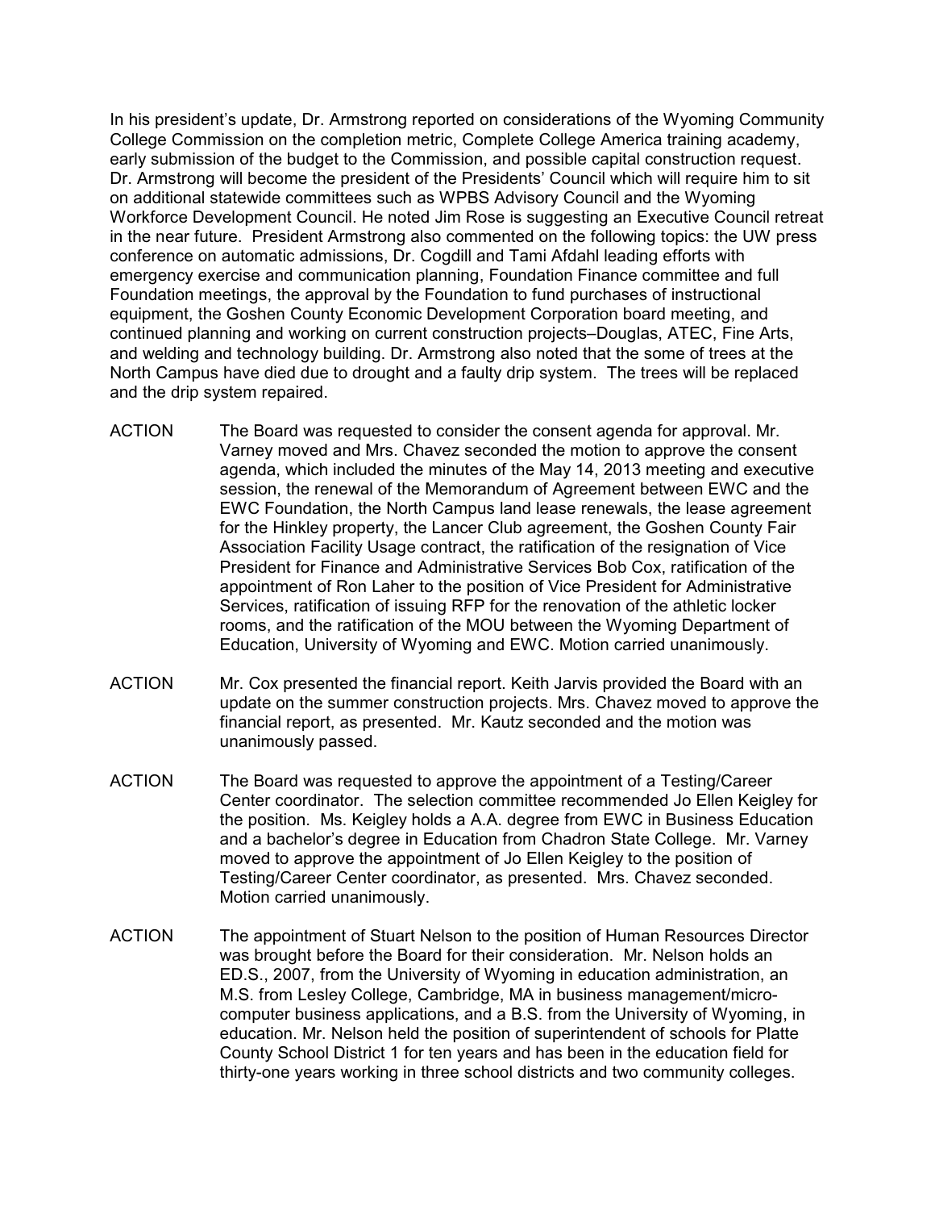In his president's update, Dr. Armstrong reported on considerations of the Wyoming Community College Commission on the completion metric, Complete College America training academy, early submission of the budget to the Commission, and possible capital construction request. Dr. Armstrong will become the president of the Presidents' Council which will require him to sit on additional statewide committees such as WPBS Advisory Council and the Wyoming Workforce Development Council. He noted Jim Rose is suggesting an Executive Council retreat in the near future. President Armstrong also commented on the following topics: the UW press conference on automatic admissions, Dr. Cogdill and Tami Afdahl leading efforts with emergency exercise and communication planning, Foundation Finance committee and full Foundation meetings, the approval by the Foundation to fund purchases of instructional equipment, the Goshen County Economic Development Corporation board meeting, and continued planning and working on current construction projects–Douglas, ATEC, Fine Arts, and welding and technology building. Dr. Armstrong also noted that the some of trees at the North Campus have died due to drought and a faulty drip system. The trees will be replaced and the drip system repaired.

ACTION The Board was requested to consider the consent agenda for approval. Mr. Varney moved and Mrs. Chavez seconded the motion to approve the consent agenda, which included the minutes of the May 14, 2013 meeting and executive session, the renewal of the Memorandum of Agreement between EWC and the EWC Foundation, the North Campus land lease renewals, the lease agreement for the Hinkley property, the Lancer Club agreement, the Goshen County Fair Association Facility Usage contract, the ratification of the resignation of Vice President for Finance and Administrative Services Bob Cox, ratification of the appointment of Ron Laher to the position of Vice President for Administrative Services, ratification of issuing RFP for the renovation of the athletic locker rooms, and the ratification of the MOU between the Wyoming Department of Education, University of Wyoming and EWC. Motion carried unanimously.

ACTION Mr. Cox presented the financial report. Keith Jarvis provided the Board with an update on the summer construction projects. Mrs. Chavez moved to approve the financial report, as presented. Mr. Kautz seconded and the motion was unanimously passed.

ACTION The Board was requested to approve the appointment of a Testing/Career Center coordinator. The selection committee recommended Jo Ellen Keigley for the position. Ms. Keigley holds a A.A. degree from EWC in Business Education and a bachelor's degree in Education from Chadron State College. Mr. Varney moved to approve the appointment of Jo Ellen Keigley to the position of Testing/Career Center coordinator, as presented. Mrs. Chavez seconded. Motion carried unanimously.

ACTION The appointment of Stuart Nelson to the position of Human Resources Director was brought before the Board for their consideration. Mr. Nelson holds an ED.S., 2007, from the University of Wyoming in education administration, an M.S. from Lesley College, Cambridge, MA in business management/micro-computer business applications, and a B.S. from the University of Wyoming, in education. Mr. Nelson held the position of superintendent of schools for Platte County School District 1 for ten years and has been in the education field for thirty-one years working in three school districts and two community colleges.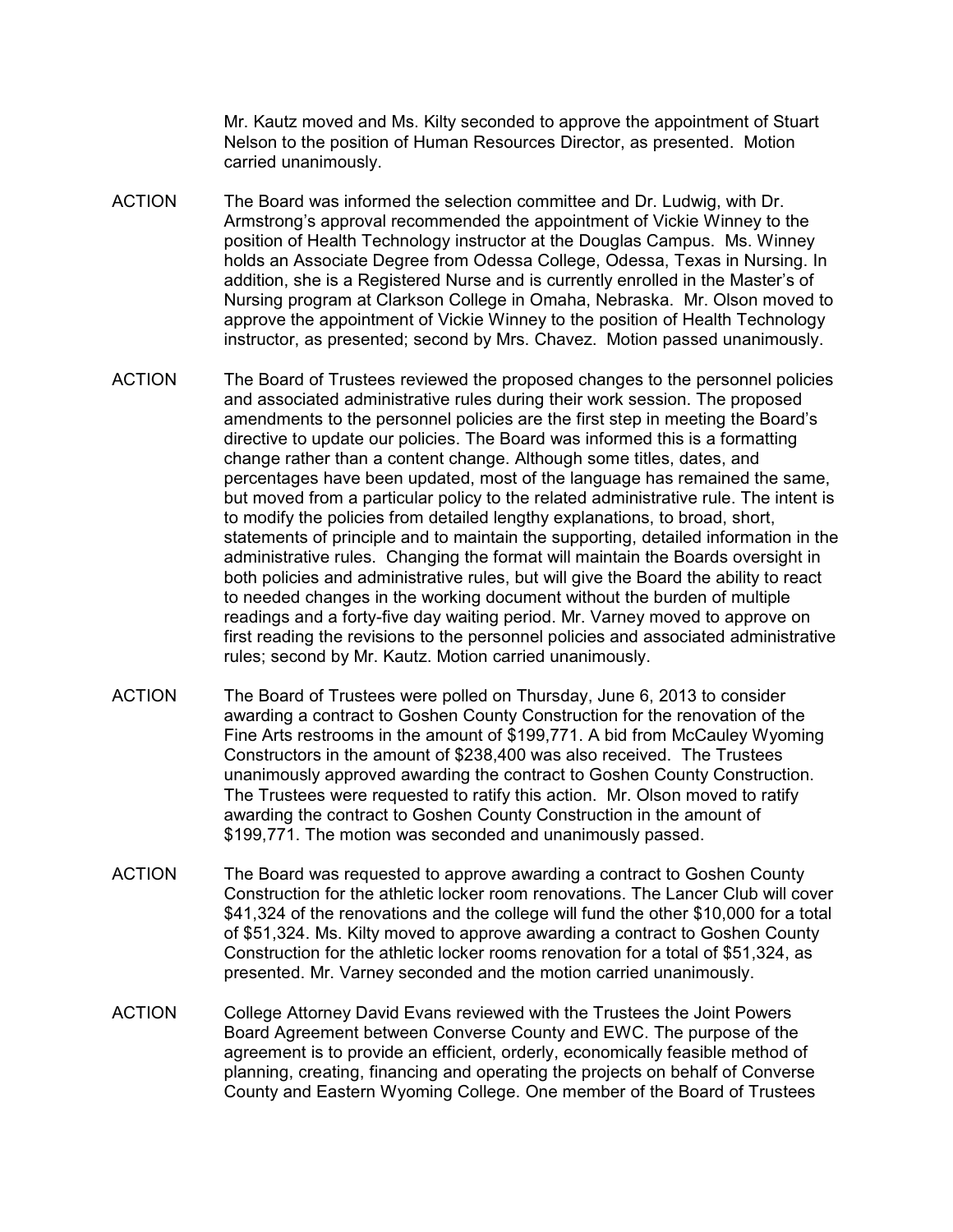Mr. Kautz moved and Ms. Kilty seconded to approve the appointment of Stuart Nelson to the position of Human Resources Director, as presented. Motion carried unanimously.

ACTION The Board was informed the selection committee and Dr. Ludwig, with Dr. Armstrong's approval recommended the appointment of Vickie Winney to the position of Health Technology instructor at the Douglas Campus. Ms. Winney holds an Associate Degree from Odessa College, Odessa, Texas in Nursing. In addition, she is a Registered Nurse and is currently enrolled in the Master's of Nursing program at Clarkson College in Omaha, Nebraska. Mr. Olson moved to approve the appointment of Vickie Winney to the position of Health Technology instructor, as presented; second by Mrs. Chavez. Motion passed unanimously.

ACTION The Board of Trustees reviewed the proposed changes to the personnel policies and associated administrative rules during their work session. The proposed amendments to the personnel policies are the first step in meeting the Board's directive to update our policies. The Board was informed this is a formatting change rather than a content change. Although some titles, dates, and percentages have been updated, most of the language has remained the same, but moved from a particular policy to the related administrative rule. The intent is to modify the policies from detailed lengthy explanations, to broad, short, statements of principle and to maintain the supporting, detailed information in the administrative rules. Changing the format will maintain the Boards oversight in both policies and administrative rules, but will give the Board the ability to react to needed changes in the working document without the burden of multiple readings and a forty-five day waiting period. Mr. Varney moved to approve on first reading the revisions to the personnel policies and associated administrative rules; second by Mr. Kautz. Motion carried unanimously.

ACTION The Board of Trustees were polled on Thursday, June 6, 2013 to consider awarding a contract to Goshen County Construction for the renovation of the Fine Arts restrooms in the amount of $199,771. A bid from McCauley Wyoming Constructors in the amount of $238,400 was also received. The Trustees unanimously approved awarding the contract to Goshen County Construction. The Trustees were requested to ratify this action. Mr. Olson moved to ratify awarding the contract to Goshen County Construction in the amount of $199,771. The motion was seconded and unanimously passed.

ACTION The Board was requested to approve awarding a contract to Goshen County Construction for the athletic locker room renovations. The Lancer Club will cover $41,324 of the renovations and the college will fund the other $10,000 for a total of $51,324. Ms. Kilty moved to approve awarding a contract to Goshen County Construction for the athletic locker rooms renovation for a total of $51,324, as presented. Mr. Varney seconded and the motion carried unanimously.

ACTION College Attorney David Evans reviewed with the Trustees the Joint Powers Board Agreement between Converse County and EWC. The purpose of the agreement is to provide an efficient, orderly, economically feasible method of planning, creating, financing and operating the projects on behalf of Converse County and Eastern Wyoming College. One member of the Board of Trustees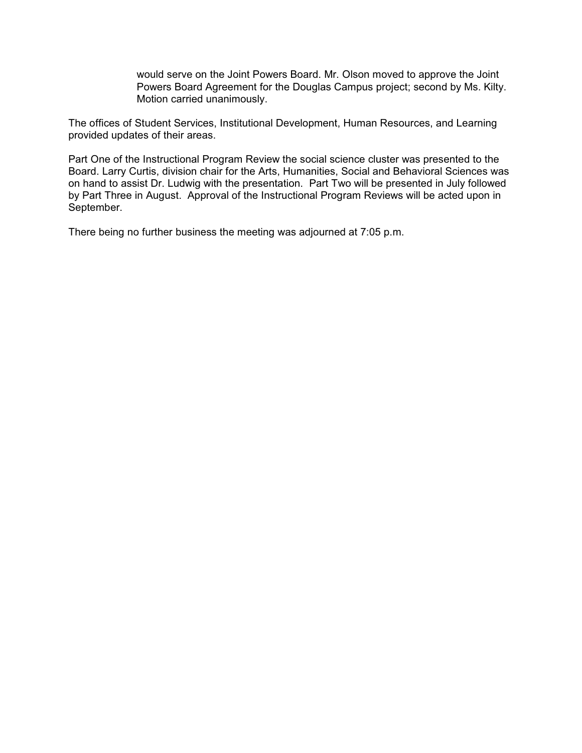would serve on the Joint Powers Board. Mr. Olson moved to approve the Joint Powers Board Agreement for the Douglas Campus project; second by Ms. Kilty. Motion carried unanimously.

The offices of Student Services, Institutional Development, Human Resources, and Learning provided updates of their areas.

Part One of the Instructional Program Review the social science cluster was presented to the Board. Larry Curtis, division chair for the Arts, Humanities, Social and Behavioral Sciences was on hand to assist Dr. Ludwig with the presentation. Part Two will be presented in July followed by Part Three in August. Approval of the Instructional Program Reviews will be acted upon in September.

There being no further business the meeting was adjourned at 7:05 p.m.